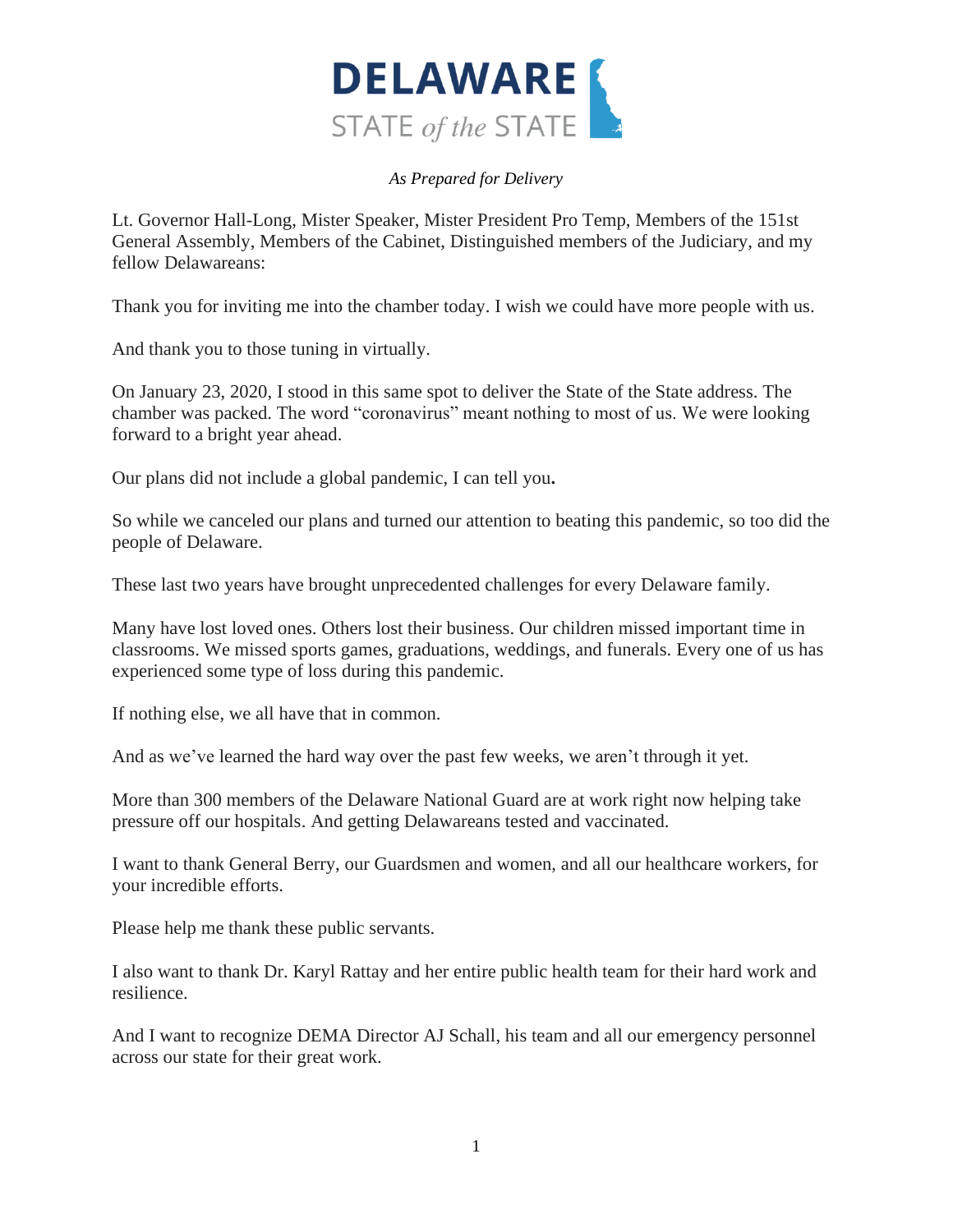# DELAWARE
## STATE *of the* STATE

*As Prepared for Delivery*

Lt. Governor Hall-Long, Mister Speaker, Mister President Pro Temp, Members of the 151st General Assembly, Members of the Cabinet, Distinguished members of the Judiciary, and my fellow Delawareans:

Thank you for inviting me into the chamber today. I wish we could have more people with us.

And thank you to those tuning in virtually.

On January 23, 2020, I stood in this same spot to deliver the State of the State address. The chamber was packed. The word "coronavirus" meant nothing to most of us. We were looking forward to a bright year ahead.

Our plans did not include a global pandemic, I can tell you**.**

So while we canceled our plans and turned our attention to beating this pandemic, so too did the people of Delaware.

These last two years have brought unprecedented challenges for every Delaware family.

Many have lost loved ones. Others lost their business. Our children missed important time in classrooms. We missed sports games, graduations, weddings, and funerals. Every one of us has experienced some type of loss during this pandemic.

If nothing else, we all have that in common.

And as we've learned the hard way over the past few weeks, we aren't through it yet.

More than 300 members of the Delaware National Guard are at work right now helping take pressure off our hospitals. And getting Delawareans tested and vaccinated.

I want to thank General Berry, our Guardsmen and women, and all our healthcare workers, for your incredible efforts.

Please help me thank these public servants.

I also want to thank Dr. Karyl Rattay and her entire public health team for their hard work and resilience.

And I want to recognize DEMA Director AJ Schall, his team and all our emergency personnel across our state for their great work.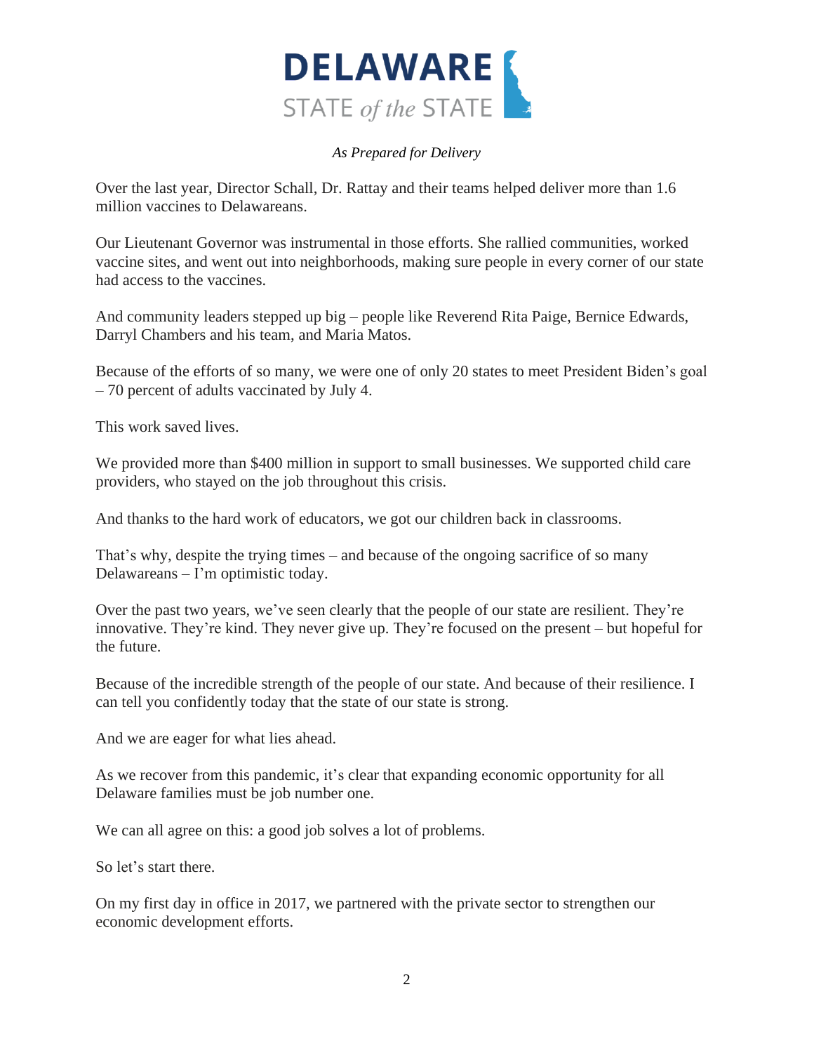*As Prepared for Delivery*

Over the last year, Director Schall, Dr. Rattay and their teams helped deliver more than 1.6 million vaccines to Delawareans.

Our Lieutenant Governor was instrumental in those efforts. She rallied communities, worked vaccine sites, and went out into neighborhoods, making sure people in every corner of our state had access to the vaccines.

And community leaders stepped up big – people like Reverend Rita Paige, Bernice Edwards, Darryl Chambers and his team, and Maria Matos.

Because of the efforts of so many, we were one of only 20 states to meet President Biden's goal – 70 percent of adults vaccinated by July 4.

This work saved lives.

We provided more than $400 million in support to small businesses. We supported child care providers, who stayed on the job throughout this crisis.

And thanks to the hard work of educators, we got our children back in classrooms.

That's why, despite the trying times – and because of the ongoing sacrifice of so many Delawareans – I'm optimistic today.

Over the past two years, we've seen clearly that the people of our state are resilient. They're innovative. They're kind. They never give up. They're focused on the present – but hopeful for the future.

Because of the incredible strength of the people of our state. And because of their resilience. I can tell you confidently today that the state of our state is strong.

And we are eager for what lies ahead.

As we recover from this pandemic, it's clear that expanding economic opportunity for all Delaware families must be job number one.

We can all agree on this: a good job solves a lot of problems.

So let's start there.

On my first day in office in 2017, we partnered with the private sector to strengthen our economic development efforts.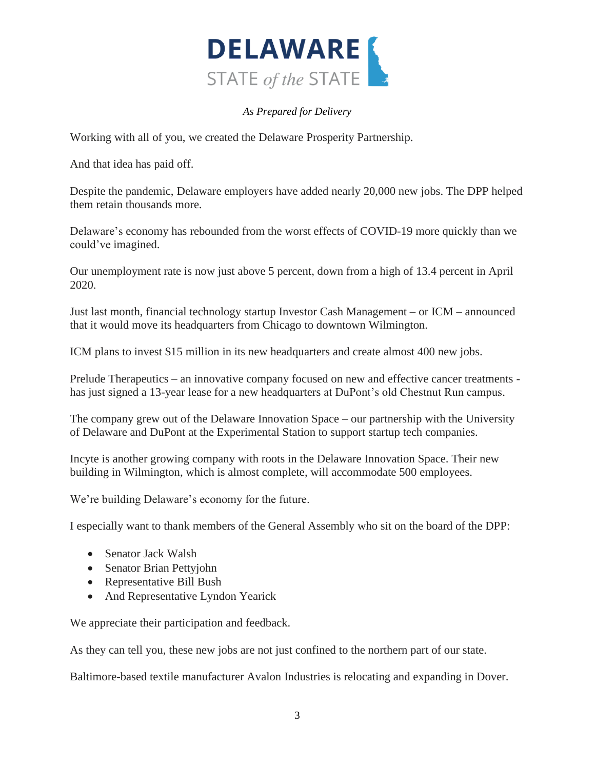*As Prepared for Delivery*

Working with all of you, we created the Delaware Prosperity Partnership.

And that idea has paid off.

Despite the pandemic, Delaware employers have added nearly 20,000 new jobs. The DPP helped them retain thousands more.

Delaware's economy has rebounded from the worst effects of COVID-19 more quickly than we could've imagined.

Our unemployment rate is now just above 5 percent, down from a high of 13.4 percent in April 2020.

Just last month, financial technology startup Investor Cash Management – or ICM – announced that it would move its headquarters from Chicago to downtown Wilmington.

ICM plans to invest $15 million in its new headquarters and create almost 400 new jobs.

Prelude Therapeutics – an innovative company focused on new and effective cancer treatments - has just signed a 13-year lease for a new headquarters at DuPont's old Chestnut Run campus.

The company grew out of the Delaware Innovation Space – our partnership with the University of Delaware and DuPont at the Experimental Station to support startup tech companies.

Incyte is another growing company with roots in the Delaware Innovation Space. Their new building in Wilmington, which is almost complete, will accommodate 500 employees.

We're building Delaware's economy for the future.

I especially want to thank members of the General Assembly who sit on the board of the DPP:

- Senator Jack Walsh
- Senator Brian Pettyjohn
- Representative Bill Bush
- And Representative Lyndon Yearick

We appreciate their participation and feedback.

As they can tell you, these new jobs are not just confined to the northern part of our state.

Baltimore-based textile manufacturer Avalon Industries is relocating and expanding in Dover.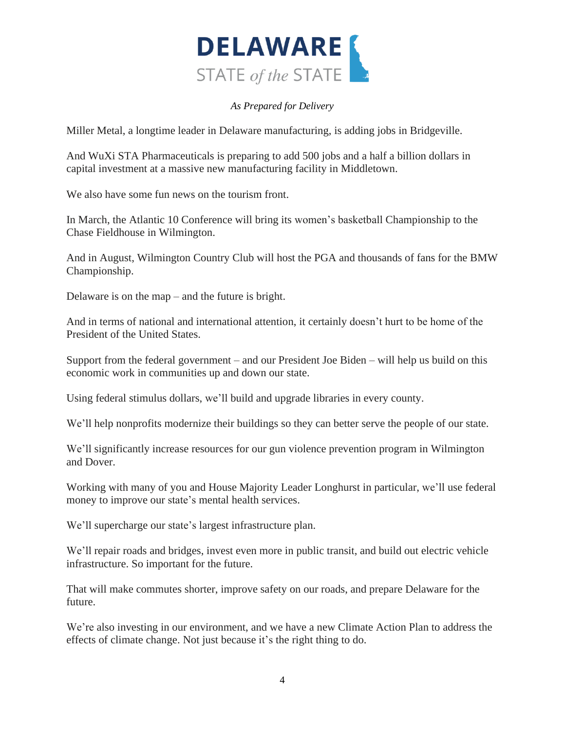*As Prepared for Delivery*

Miller Metal, a longtime leader in Delaware manufacturing, is adding jobs in Bridgeville.

And WuXi STA Pharmaceuticals is preparing to add 500 jobs and a half a billion dollars in capital investment at a massive new manufacturing facility in Middletown.

We also have some fun news on the tourism front.

In March, the Atlantic 10 Conference will bring its women's basketball Championship to the Chase Fieldhouse in Wilmington.

And in August, Wilmington Country Club will host the PGA and thousands of fans for the BMW Championship.

Delaware is on the map – and the future is bright.

And in terms of national and international attention, it certainly doesn't hurt to be home of the President of the United States.

Support from the federal government – and our President Joe Biden – will help us build on this economic work in communities up and down our state.

Using federal stimulus dollars, we'll build and upgrade libraries in every county.

We'll help nonprofits modernize their buildings so they can better serve the people of our state.

We'll significantly increase resources for our gun violence prevention program in Wilmington and Dover.

Working with many of you and House Majority Leader Longhurst in particular, we'll use federal money to improve our state's mental health services.

We'll supercharge our state's largest infrastructure plan.

We'll repair roads and bridges, invest even more in public transit, and build out electric vehicle infrastructure. So important for the future.

That will make commutes shorter, improve safety on our roads, and prepare Delaware for the future.

We're also investing in our environment, and we have a new Climate Action Plan to address the effects of climate change. Not just because it's the right thing to do.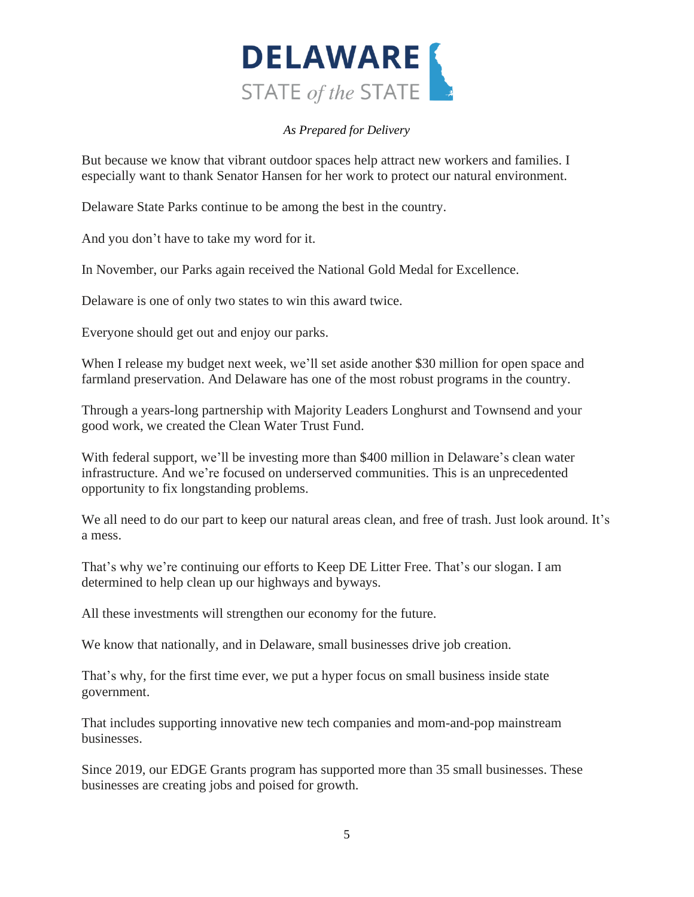*As Prepared for Delivery*

But because we know that vibrant outdoor spaces help attract new workers and families. I especially want to thank Senator Hansen for her work to protect our natural environment.

Delaware State Parks continue to be among the best in the country.

And you don't have to take my word for it.

In November, our Parks again received the National Gold Medal for Excellence.

Delaware is one of only two states to win this award twice.

Everyone should get out and enjoy our parks.

When I release my budget next week, we'll set aside another $30 million for open space and farmland preservation. And Delaware has one of the most robust programs in the country.

Through a years-long partnership with Majority Leaders Longhurst and Townsend and your good work, we created the Clean Water Trust Fund.

With federal support, we'll be investing more than $400 million in Delaware's clean water infrastructure. And we're focused on underserved communities. This is an unprecedented opportunity to fix longstanding problems.

We all need to do our part to keep our natural areas clean, and free of trash. Just look around. It's a mess.

That's why we're continuing our efforts to Keep DE Litter Free. That's our slogan. I am determined to help clean up our highways and byways.

All these investments will strengthen our economy for the future.

We know that nationally, and in Delaware, small businesses drive job creation.

That's why, for the first time ever, we put a hyper focus on small business inside state government.

That includes supporting innovative new tech companies and mom-and-pop mainstream businesses.

Since 2019, our EDGE Grants program has supported more than 35 small businesses. These businesses are creating jobs and poised for growth.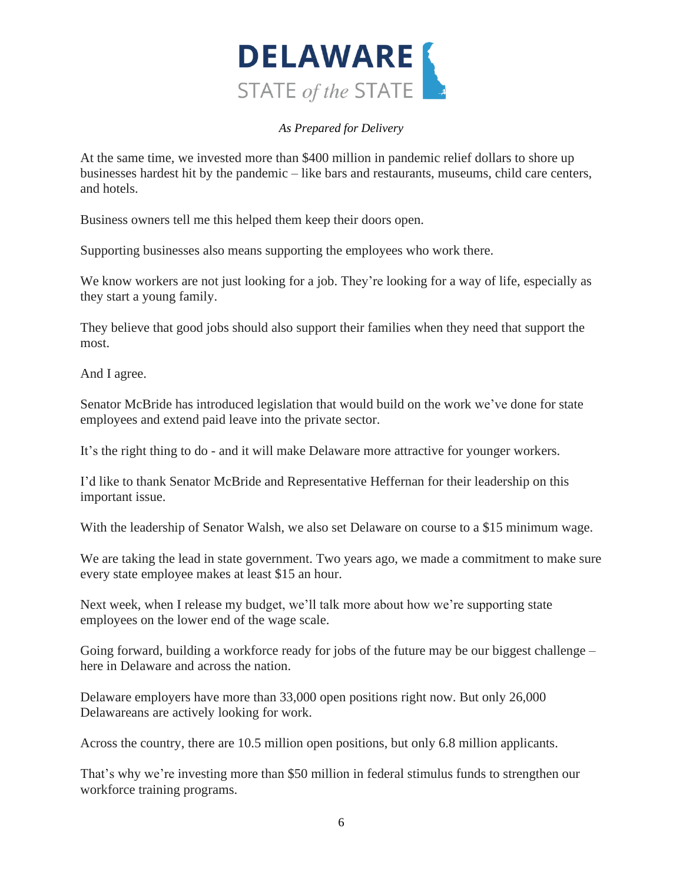At the same time, we invested more than $400 million in pandemic relief dollars to shore up businesses hardest hit by the pandemic – like bars and restaurants, museums, child care centers, and hotels.

Business owners tell me this helped them keep their doors open.

Supporting businesses also means supporting the employees who work there.

We know workers are not just looking for a job. They're looking for a way of life, especially as they start a young family.

They believe that good jobs should also support their families when they need that support the most.

And I agree.

Senator McBride has introduced legislation that would build on the work we've done for state employees and extend paid leave into the private sector.

It's the right thing to do - and it will make Delaware more attractive for younger workers.

I'd like to thank Senator McBride and Representative Heffernan for their leadership on this important issue.

With the leadership of Senator Walsh, we also set Delaware on course to a $15 minimum wage.

We are taking the lead in state government. Two years ago, we made a commitment to make sure every state employee makes at least $15 an hour.

Next week, when I release my budget, we'll talk more about how we're supporting state employees on the lower end of the wage scale.

Going forward, building a workforce ready for jobs of the future may be our biggest challenge – here in Delaware and across the nation.

Delaware employers have more than 33,000 open positions right now. But only 26,000 Delawareans are actively looking for work.

Across the country, there are 10.5 million open positions, but only 6.8 million applicants.

That's why we're investing more than $50 million in federal stimulus funds to strengthen our workforce training programs.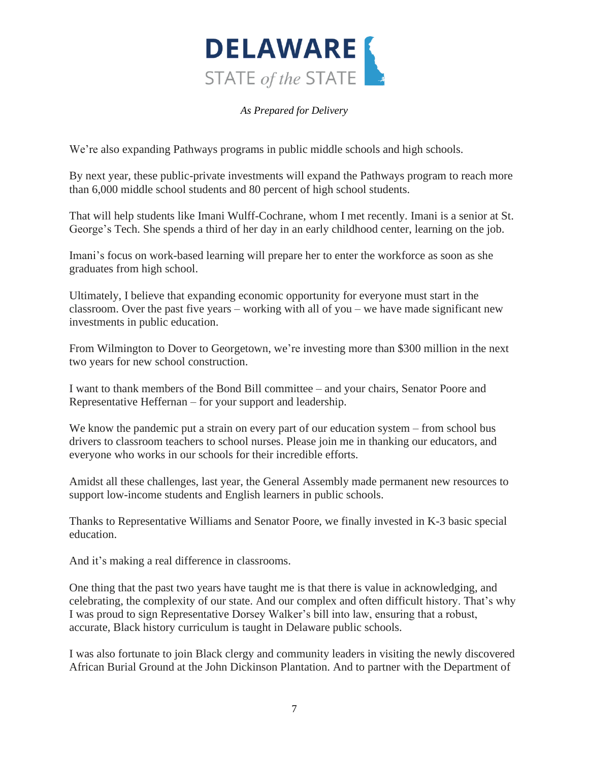We're also expanding Pathways programs in public middle schools and high schools.

By next year, these public-private investments will expand the Pathways program to reach more than 6,000 middle school students and 80 percent of high school students.

That will help students like Imani Wulff-Cochrane, whom I met recently. Imani is a senior at St. George's Tech. She spends a third of her day in an early childhood center, learning on the job.

Imani's focus on work-based learning will prepare her to enter the workforce as soon as she graduates from high school.

Ultimately, I believe that expanding economic opportunity for everyone must start in the classroom. Over the past five years – working with all of you – we have made significant new investments in public education.

From Wilmington to Dover to Georgetown, we're investing more than $300 million in the next two years for new school construction.

I want to thank members of the Bond Bill committee – and your chairs, Senator Poore and Representative Heffernan – for your support and leadership.

We know the pandemic put a strain on every part of our education system – from school bus drivers to classroom teachers to school nurses. Please join me in thanking our educators, and everyone who works in our schools for their incredible efforts.

Amidst all these challenges, last year, the General Assembly made permanent new resources to support low-income students and English learners in public schools.

Thanks to Representative Williams and Senator Poore, we finally invested in K-3 basic special education.

And it's making a real difference in classrooms.

One thing that the past two years have taught me is that there is value in acknowledging, and celebrating, the complexity of our state. And our complex and often difficult history. That's why I was proud to sign Representative Dorsey Walker's bill into law, ensuring that a robust, accurate, Black history curriculum is taught in Delaware public schools.

I was also fortunate to join Black clergy and community leaders in visiting the newly discovered African Burial Ground at the John Dickinson Plantation. And to partner with the Department of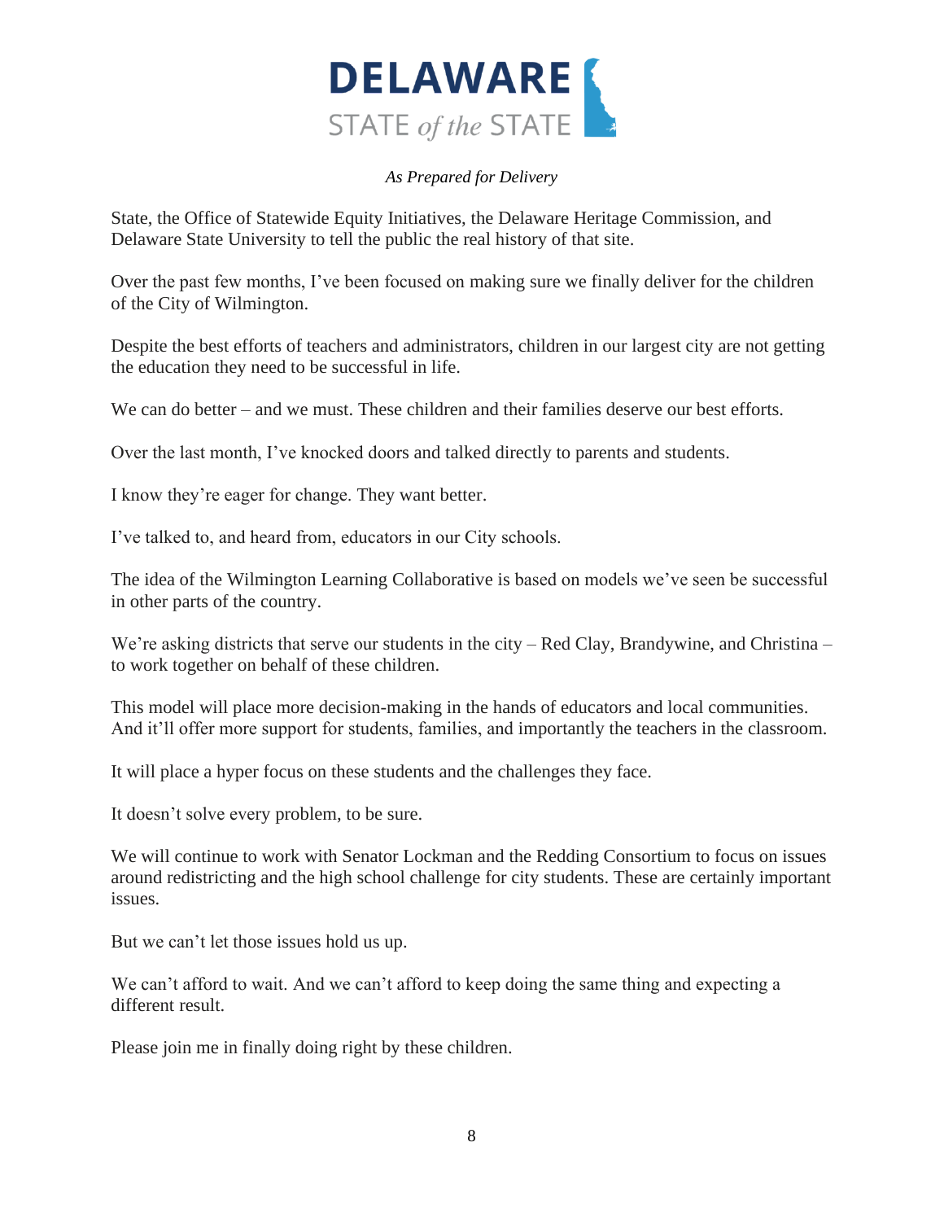State, the Office of Statewide Equity Initiatives, the Delaware Heritage Commission, and Delaware State University to tell the public the real history of that site.

Over the past few months, I've been focused on making sure we finally deliver for the children of the City of Wilmington.

Despite the best efforts of teachers and administrators, children in our largest city are not getting the education they need to be successful in life.

We can do better – and we must. These children and their families deserve our best efforts.

Over the last month, I've knocked doors and talked directly to parents and students.

I know they're eager for change. They want better.

I've talked to, and heard from, educators in our City schools.

The idea of the Wilmington Learning Collaborative is based on models we've seen be successful in other parts of the country.

We're asking districts that serve our students in the city – Red Clay, Brandywine, and Christina – to work together on behalf of these children.

This model will place more decision-making in the hands of educators and local communities. And it'll offer more support for students, families, and importantly the teachers in the classroom.

It will place a hyper focus on these students and the challenges they face.

It doesn't solve every problem, to be sure.

We will continue to work with Senator Lockman and the Redding Consortium to focus on issues around redistricting and the high school challenge for city students. These are certainly important issues.

But we can't let those issues hold us up.

We can't afford to wait. And we can't afford to keep doing the same thing and expecting a different result.

Please join me in finally doing right by these children.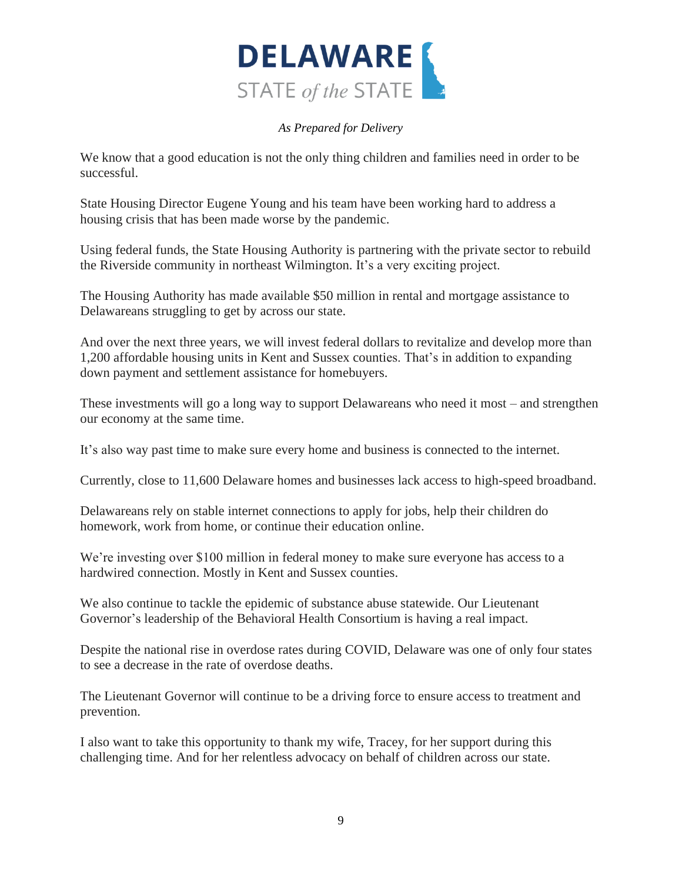*As Prepared for Delivery*

We know that a good education is not the only thing children and families need in order to be successful.

State Housing Director Eugene Young and his team have been working hard to address a housing crisis that has been made worse by the pandemic.

Using federal funds, the State Housing Authority is partnering with the private sector to rebuild the Riverside community in northeast Wilmington. It's a very exciting project.

The Housing Authority has made available $50 million in rental and mortgage assistance to Delawareans struggling to get by across our state.

And over the next three years, we will invest federal dollars to revitalize and develop more than 1,200 affordable housing units in Kent and Sussex counties. That's in addition to expanding down payment and settlement assistance for homebuyers.

These investments will go a long way to support Delawareans who need it most – and strengthen our economy at the same time.

It's also way past time to make sure every home and business is connected to the internet.

Currently, close to 11,600 Delaware homes and businesses lack access to high-speed broadband.

Delawareans rely on stable internet connections to apply for jobs, help their children do homework, work from home, or continue their education online.

We're investing over $100 million in federal money to make sure everyone has access to a hardwired connection. Mostly in Kent and Sussex counties.

We also continue to tackle the epidemic of substance abuse statewide. Our Lieutenant Governor's leadership of the Behavioral Health Consortium is having a real impact.

Despite the national rise in overdose rates during COVID, Delaware was one of only four states to see a decrease in the rate of overdose deaths.

The Lieutenant Governor will continue to be a driving force to ensure access to treatment and prevention.

I also want to take this opportunity to thank my wife, Tracey, for her support during this challenging time. And for her relentless advocacy on behalf of children across our state.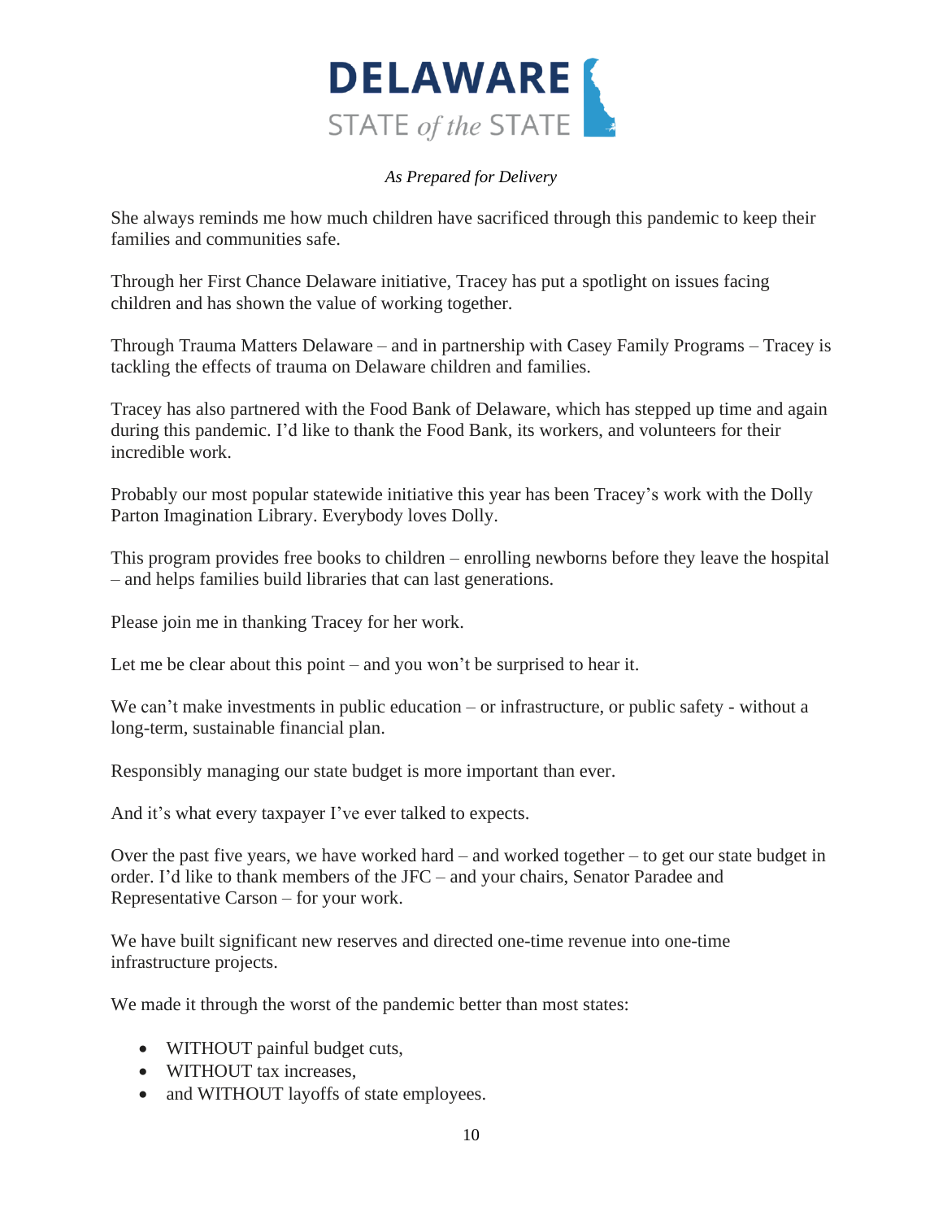*As Prepared for Delivery*

She always reminds me how much children have sacrificed through this pandemic to keep their families and communities safe.

Through her First Chance Delaware initiative, Tracey has put a spotlight on issues facing children and has shown the value of working together.

Through Trauma Matters Delaware – and in partnership with Casey Family Programs – Tracey is tackling the effects of trauma on Delaware children and families.

Tracey has also partnered with the Food Bank of Delaware, which has stepped up time and again during this pandemic. I'd like to thank the Food Bank, its workers, and volunteers for their incredible work.

Probably our most popular statewide initiative this year has been Tracey's work with the Dolly Parton Imagination Library. Everybody loves Dolly.

This program provides free books to children – enrolling newborns before they leave the hospital – and helps families build libraries that can last generations.

Please join me in thanking Tracey for her work.

Let me be clear about this point – and you won't be surprised to hear it.

We can't make investments in public education – or infrastructure, or public safety - without a long-term, sustainable financial plan.

Responsibly managing our state budget is more important than ever.

And it's what every taxpayer I've ever talked to expects.

Over the past five years, we have worked hard – and worked together – to get our state budget in order. I'd like to thank members of the JFC – and your chairs, Senator Paradee and Representative Carson – for your work.

We have built significant new reserves and directed one-time revenue into one-time infrastructure projects.

We made it through the worst of the pandemic better than most states:

- WITHOUT painful budget cuts,
- WITHOUT tax increases,
- and WITHOUT layoffs of state employees.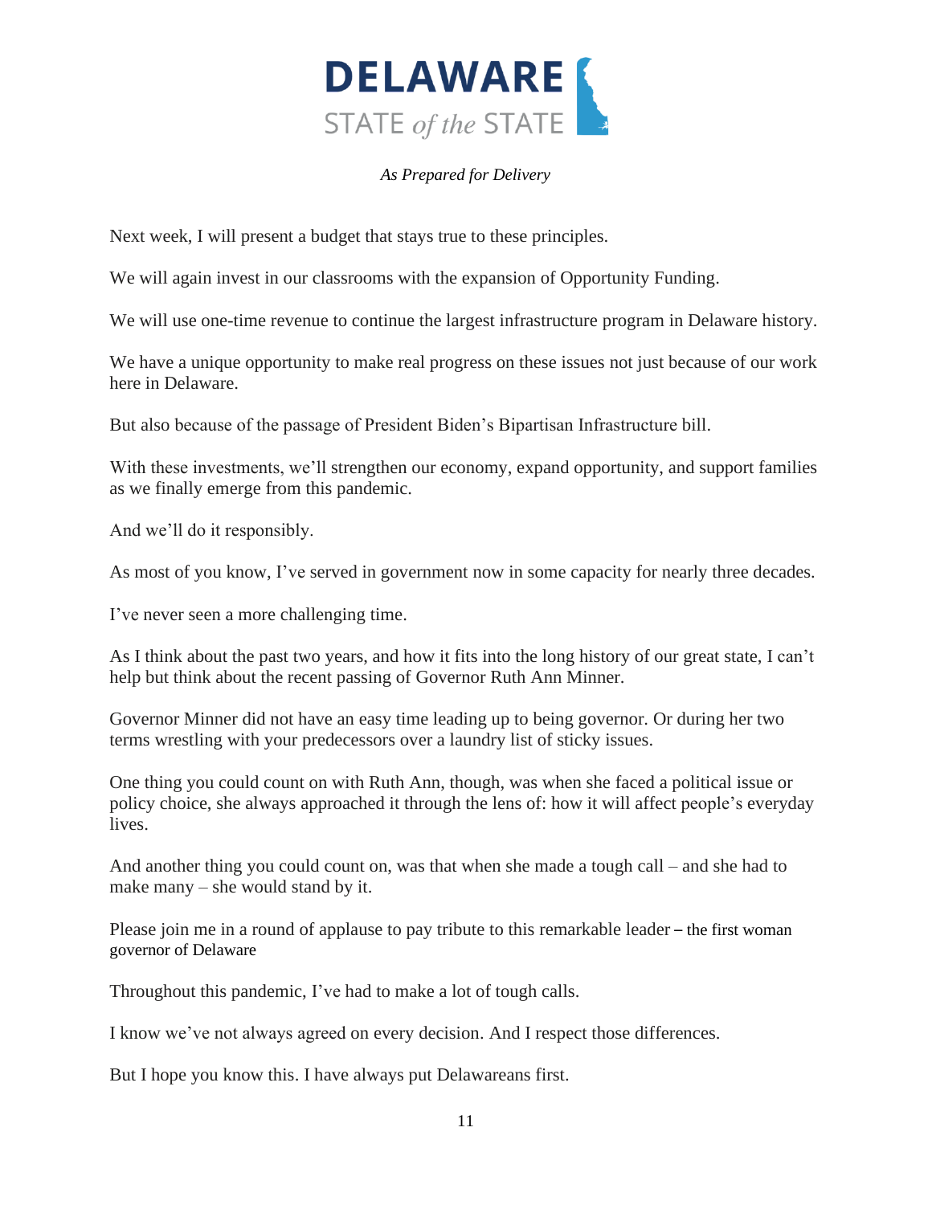Next week, I will present a budget that stays true to these principles.

We will again invest in our classrooms with the expansion of Opportunity Funding.

We will use one-time revenue to continue the largest infrastructure program in Delaware history.

We have a unique opportunity to make real progress on these issues not just because of our work here in Delaware.

But also because of the passage of President Biden's Bipartisan Infrastructure bill.

With these investments, we'll strengthen our economy, expand opportunity, and support families as we finally emerge from this pandemic.

And we'll do it responsibly.

As most of you know, I've served in government now in some capacity for nearly three decades.

I've never seen a more challenging time.

As I think about the past two years, and how it fits into the long history of our great state, I can't help but think about the recent passing of Governor Ruth Ann Minner.

Governor Minner did not have an easy time leading up to being governor. Or during her two terms wrestling with your predecessors over a laundry list of sticky issues.

One thing you could count on with Ruth Ann, though, was when she faced a political issue or policy choice, she always approached it through the lens of: how it will affect people's everyday lives.

And another thing you could count on, was that when she made a tough call – and she had to make many – she would stand by it.

Please join me in a round of applause to pay tribute to this remarkable leader – the first woman governor of Delaware

Throughout this pandemic, I've had to make a lot of tough calls.

I know we've not always agreed on every decision. And I respect those differences.

But I hope you know this. I have always put Delawareans first.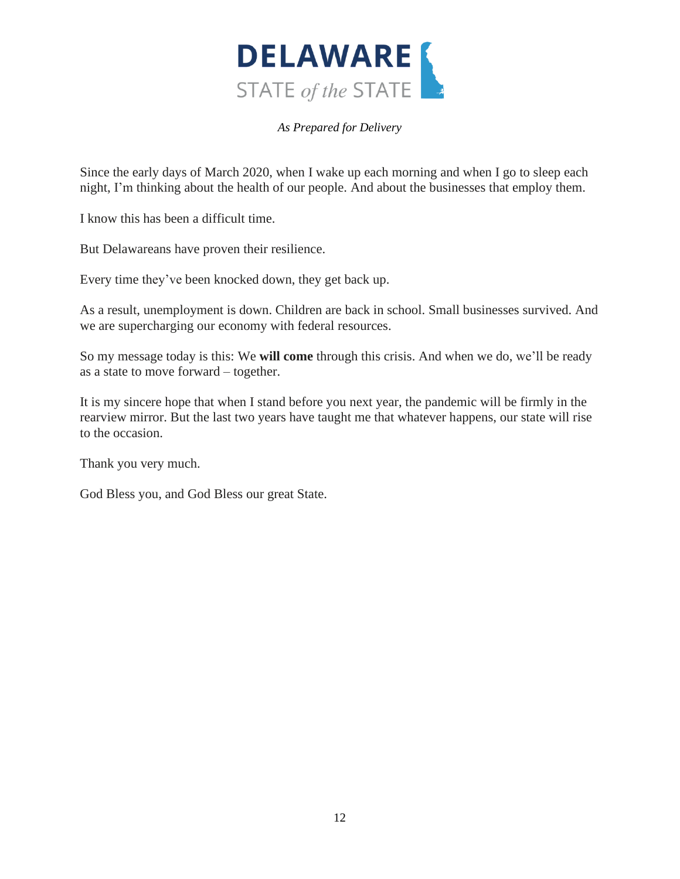# DELAWARE
## STATE *of the* STATE

*As Prepared for Delivery*

Since the early days of March 2020, when I wake up each morning and when I go to sleep each night, I'm thinking about the health of our people. And about the businesses that employ them.

I know this has been a difficult time.

But Delawareans have proven their resilience.

Every time they've been knocked down, they get back up.

As a result, unemployment is down. Children are back in school. Small businesses survived. And we are supercharging our economy with federal resources.

So my message today is this: We **will come** through this crisis. And when we do, we'll be ready as a state to move forward – together.

It is my sincere hope that when I stand before you next year, the pandemic will be firmly in the rearview mirror. But the last two years have taught me that whatever happens, our state will rise to the occasion.

Thank you very much.

God Bless you, and God Bless our great State.